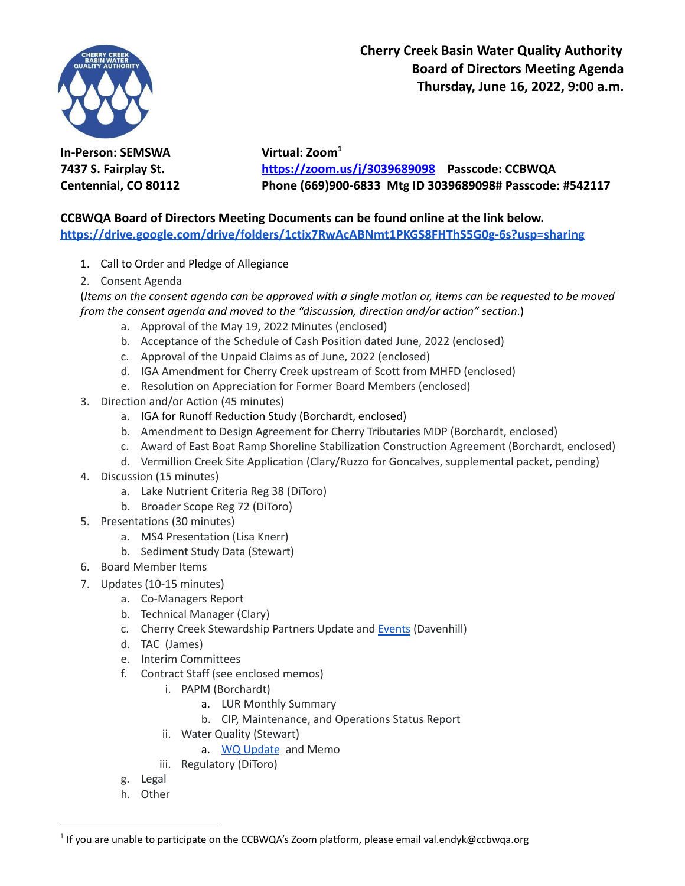# Cherry Creek Basin Water Quality Authority
## Board of Directors Meeting Agenda
## Thursday, June 16, 2022, 9:00 a.m.

**In-Person: SEMSWA**
**7437 S. Fairplay St.**
**Centennial, CO 80112**

**Virtual: Zoom**[1]
**https://zoom.us/j/3039689098 Passcode: CCBWQA**
**Phone (669)900-6833 Mtg ID 3039689098# Passcode: #542117**

**CCBWQA Board of Directors Meeting Documents can be found online at the link below.**
**https://drive.google.com/drive/folders/1ctix7RwAcABNmt1PKGS8FHThS5G0g-6s?usp=sharing**

1. Call to Order and Pledge of Allegiance
2. Consent Agenda
   (*Items on the consent agenda can be approved with a single motion or, items can be requested to be moved from the consent agenda and moved to the "discussion, direction and/or action" section.*)
   a. Approval of the May 19, 2022 Minutes (enclosed)
   b. Acceptance of the Schedule of Cash Position dated June, 2022 (enclosed)
   c. Approval of the Unpaid Claims as of June, 2022 (enclosed)
   d. IGA Amendment for Cherry Creek upstream of Scott from MHFD (enclosed)
   e. Resolution on Appreciation for Former Board Members (enclosed)
3. Direction and/or Action (45 minutes)
   a. IGA for Runoff Reduction Study (Borchardt, enclosed)
   b. Amendment to Design Agreement for Cherry Tributaries MDP (Borchardt, enclosed)
   c. Award of East Boat Ramp Shoreline Stabilization Construction Agreement (Borchardt, enclosed)
   d. Vermillion Creek Site Application (Clary/Ruzzo for Goncalves, supplemental packet, pending)
4. Discussion (15 minutes)
   a. Lake Nutrient Criteria Reg 38 (DiToro)
   b. Broader Scope Reg 72 (DiToro)
5. Presentations (30 minutes)
   a. MS4 Presentation (Lisa Knerr)
   b. Sediment Study Data (Stewart)
6. Board Member Items
7. Updates (10-15 minutes)
   a. Co-Managers Report
   b. Technical Manager (Clary)
   c. Cherry Creek Stewardship Partners Update and Events (Davenhill)
   d. TAC (James)
   e. Interim Committees
   f. Contract Staff (see enclosed memos)
      i. PAPM (Borchardt)
         a. LUR Monthly Summary
         b. CIP, Maintenance, and Operations Status Report
      ii. Water Quality (Stewart)
         a. WQ Update and Memo
      iii. Regulatory (DiToro)
   g. Legal
   h. Other

[1] If you are unable to participate on the CCBWQA's Zoom platform, please email val.endyk@ccbwqa.org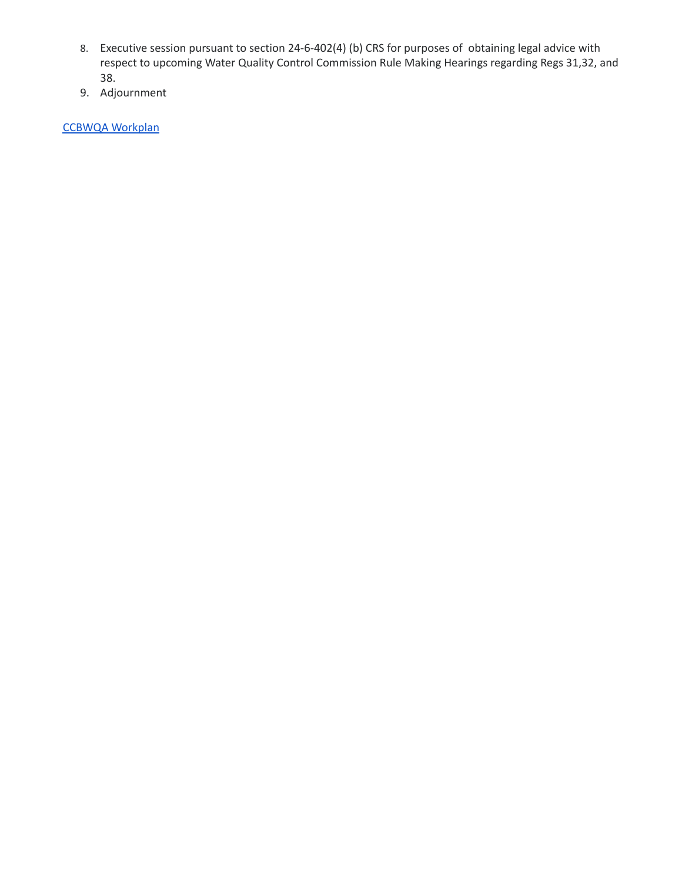8. Executive session pursuant to section 24-6-402(4) (b) CRS for purposes of obtaining legal advice with respect to upcoming Water Quality Control Commission Rule Making Hearings regarding Regs 31,32, and 38.
9. Adjournment

CCBWQA Workplan